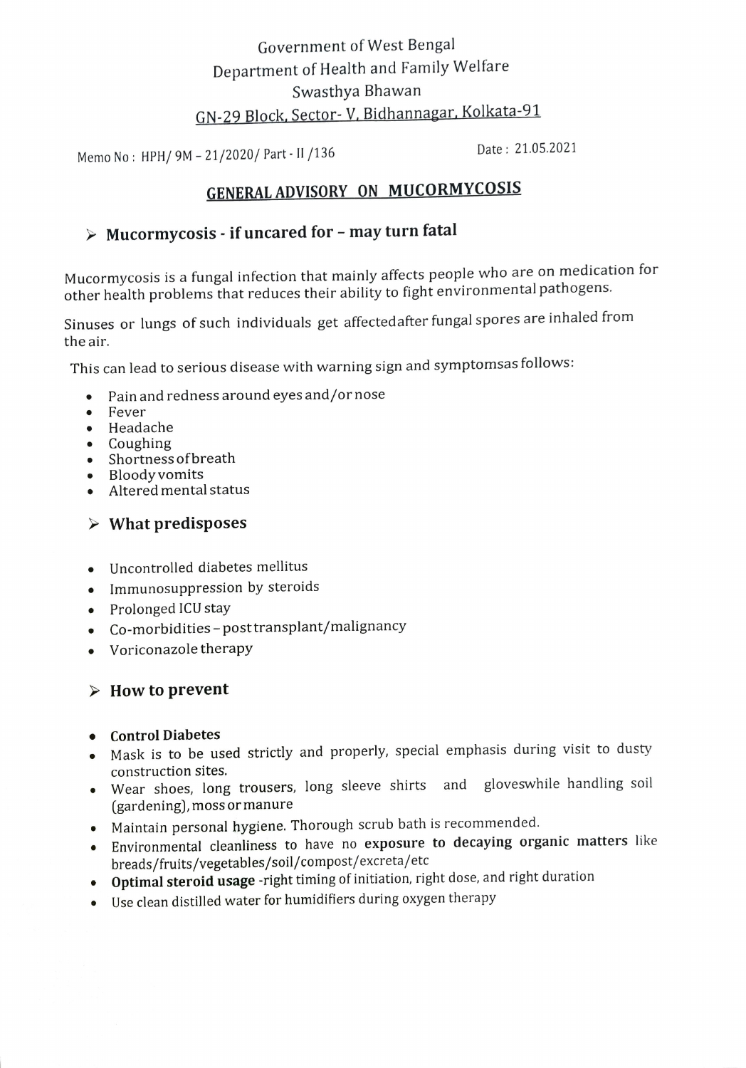Government of West Bengal
Department of Health and Family Welfare
Swasthya Bhawan
GN-29 Block, Sector- V, Bidhannagar, Kolkata-91

Memo No : HPH/ 9M – 21/2020/ Part - II /136

Date : 21.05.2021

# GENERAL ADVISORY ON MUCORMYCOSIS

## ➢ Mucormycosis - if uncared for – may turn fatal

Mucormycosis is a fungal infection that mainly affects people who are on medication for other health problems that reduces their ability to fight environmental pathogens.

Sinuses or lungs of such individuals get affectedafter fungal spores are inhaled from the air.

This can lead to serious disease with warning sign and symptomsas follows:

- Pain and redness around eyes and/or nose
- Fever
- Headache
- Coughing
- Shortness of breath
- Bloody vomits
- Altered mental status

## ➢ What predisposes

- Uncontrolled diabetes mellitus
- Immunosuppression by steroids
- Prolonged ICU stay
- Co-morbidities – post transplant/malignancy
- Voriconazole therapy

## ➢ How to prevent

- **Control Diabetes**
- Mask is to be used strictly and properly, special emphasis during visit to dusty construction sites.
- Wear shoes, long trousers, long sleeve shirts and gloveswhile handling soil (gardening), moss or manure
- Maintain personal hygiene. Thorough scrub bath is recommended.
- Environmental cleanliness to have no **exposure to decaying organic matters** like breads/fruits/vegetables/soil/compost/excreta/etc
- **Optimal steroid usage** -right timing of initiation, right dose, and right duration
- Use clean distilled water for humidifiers during oxygen therapy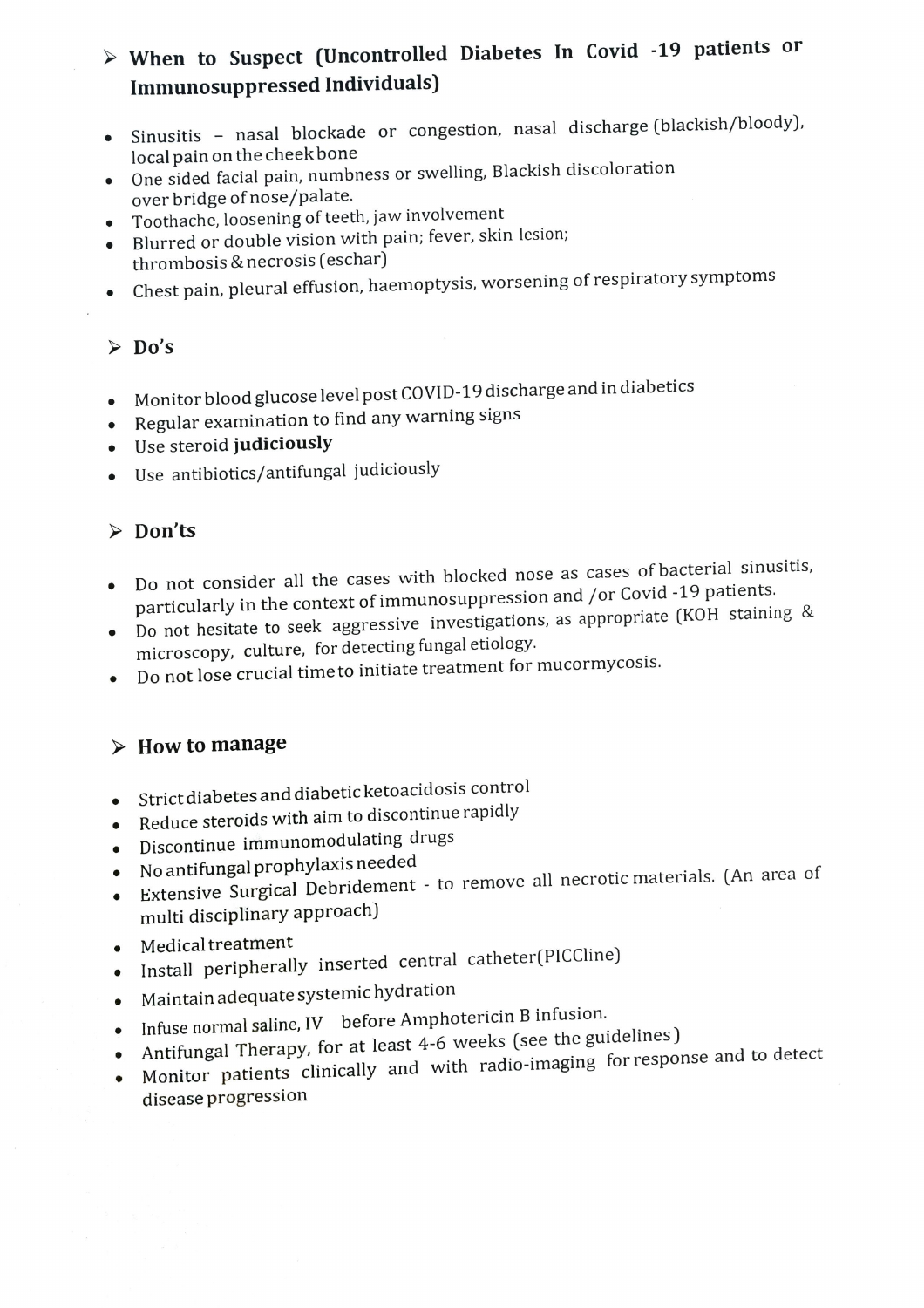## ➢ When to Suspect (Uncontrolled Diabetes In Covid -19 patients or Immunosuppressed Individuals)

- Sinusitis – nasal blockade or congestion, nasal discharge (blackish/bloody), local pain on the cheek bone
- One sided facial pain, numbness or swelling, Blackish discoloration over bridge of nose/palate.
- Toothache, loosening of teeth, jaw involvement
- Blurred or double vision with pain; fever, skin lesion; thrombosis & necrosis (eschar)
- Chest pain, pleural effusion, haemoptysis, worsening of respiratory symptoms

## ➢ Do's

- Monitor blood glucose level post COVID-19 discharge and in diabetics
- Regular examination to find any warning signs
- Use steroid **judiciously**
- Use antibiotics/antifungal judiciously

## ➢ Don'ts

- Do not consider all the cases with blocked nose as cases of bacterial sinusitis, particularly in the context of immunosuppression and /or Covid -19 patients.
- Do not hesitate to seek aggressive investigations, as appropriate (KOH staining & microscopy, culture, for detecting fungal etiology.
- Do not lose crucial time to initiate treatment for mucormycosis.

## ➢ How to manage

- Strict diabetes and diabetic ketoacidosis control
- Reduce steroids with aim to discontinue rapidly
- Discontinue immunomodulating drugs
- No antifungal prophylaxis needed
- Extensive Surgical Debridement - to remove all necrotic materials. (An area of multi disciplinary approach)
- Medical treatment
- Install peripherally inserted central catheter(PICCline)
- Maintain adequate systemic hydration
- Infuse normal saline, IV before Amphotericin B infusion.
- Antifungal Therapy, for at least 4-6 weeks (see the guidelines)
- Monitor patients clinically and with radio-imaging for response and to detect disease progression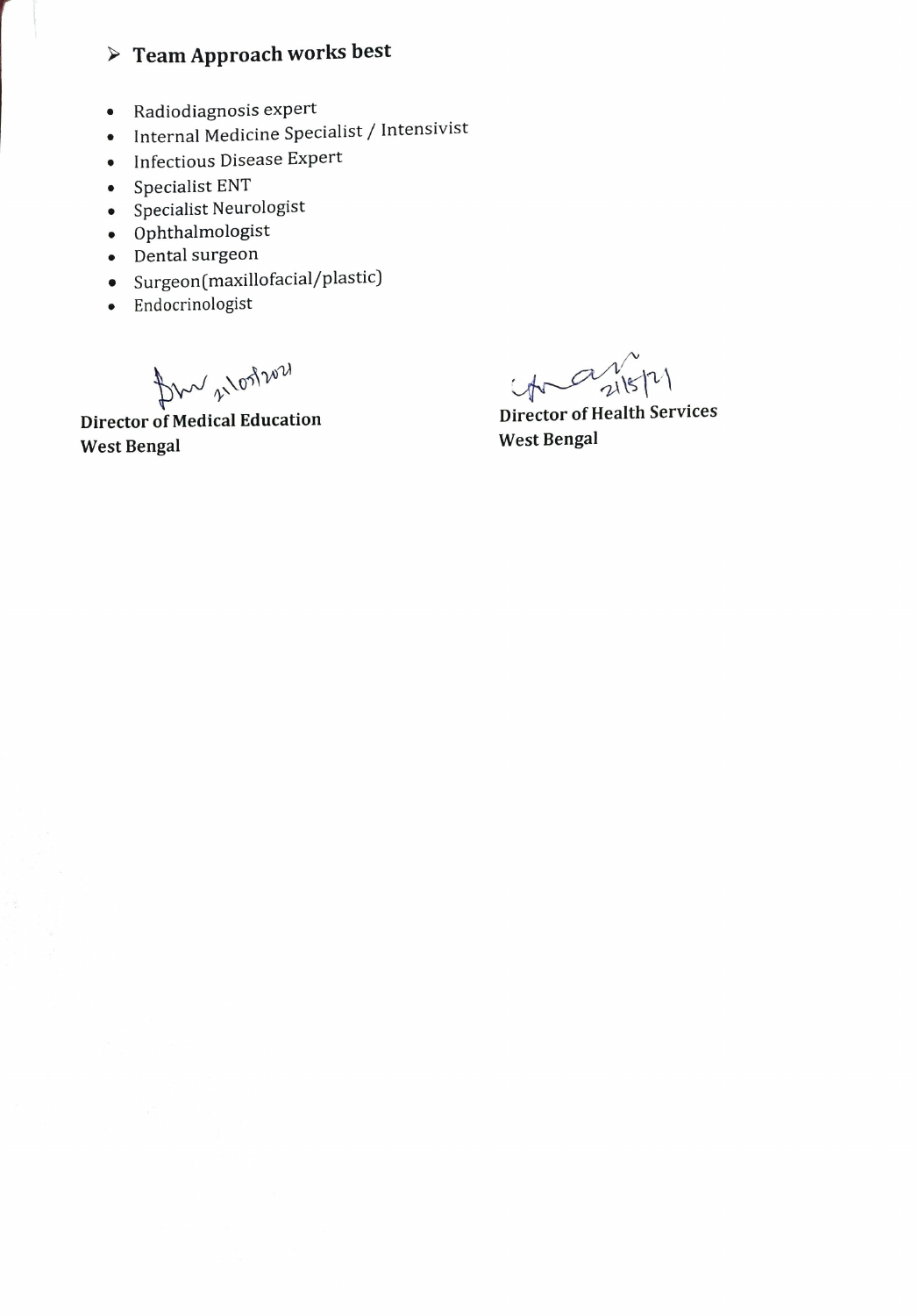## ➢ Team Approach works best

- Radiodiagnosis expert
- Internal Medicine Specialist / Intensivist
- Infectious Disease Expert
- Specialist ENT
- Specialist Neurologist
- Ophthalmologist
- Dental surgeon
- Surgeon(maxillofacial/plastic)
- Endocrinologist

21/05/2021

**Director of Medical Education**
**West Bengal**

21/5/21

**Director of Health Services**
**West Bengal**